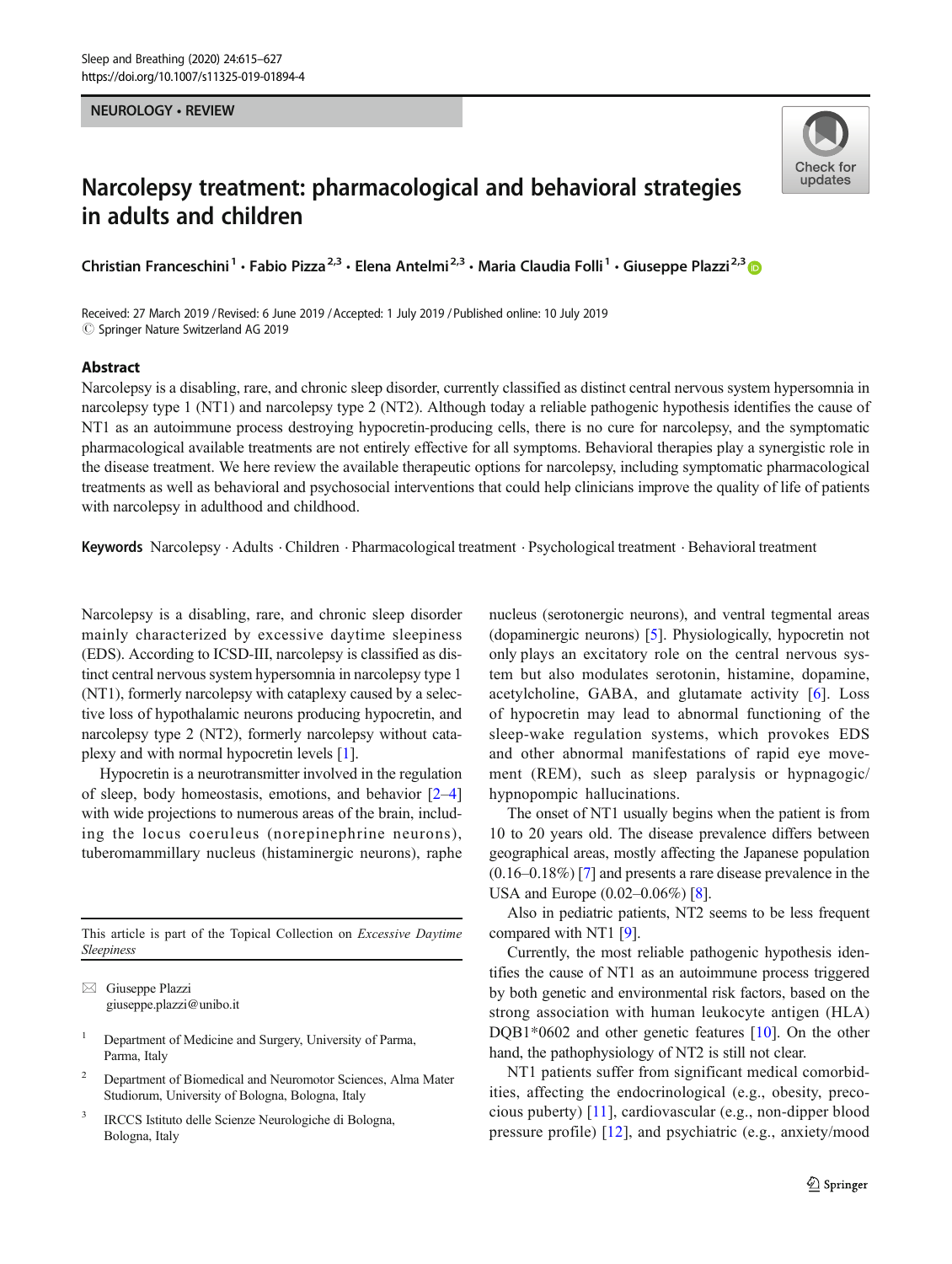NEUROLOGY • REVIEW

# Narcolepsy treatment: pharmacological and behavioral strategies in adults and children

Christian Franceschini[1] • Fabio Pizza[2,3] • Elena Antelmi[2,3] • Maria Claudia Folli[1] • Giuseppe Plazzi[2,3]

Received: 27 March 2019 / Revised: 6 June 2019 / Accepted: 1 July 2019 / Published online: 10 July 2019
© Springer Nature Switzerland AG 2019

## Abstract

Narcolepsy is a disabling, rare, and chronic sleep disorder, currently classified as distinct central nervous system hypersomnia in narcolepsy type 1 (NT1) and narcolepsy type 2 (NT2). Although today a reliable pathogenic hypothesis identifies the cause of NT1 as an autoimmune process destroying hypocretin-producing cells, there is no cure for narcolepsy, and the symptomatic pharmacological available treatments are not entirely effective for all symptoms. Behavioral therapies play a synergistic role in the disease treatment. We here review the available therapeutic options for narcolepsy, including symptomatic pharmacological treatments as well as behavioral and psychosocial interventions that could help clinicians improve the quality of life of patients with narcolepsy in adulthood and childhood.

**Keywords** Narcolepsy · Adults · Children · Pharmacological treatment · Psychological treatment · Behavioral treatment

Narcolepsy is a disabling, rare, and chronic sleep disorder mainly characterized by excessive daytime sleepiness (EDS). According to ICSD-III, narcolepsy is classified as distinct central nervous system hypersomnia in narcolepsy type 1 (NT1), formerly narcolepsy with cataplexy caused by a selective loss of hypothalamic neurons producing hypocretin, and narcolepsy type 2 (NT2), formerly narcolepsy without cataplexy and with normal hypocretin levels [1].

Hypocretin is a neurotransmitter involved in the regulation of sleep, body homeostasis, emotions, and behavior [2–4] with wide projections to numerous areas of the brain, including the locus coeruleus (norepinephrine neurons), tuberomammillary nucleus (histaminergic neurons), raphe nucleus (serotonergic neurons), and ventral tegmental areas (dopaminergic neurons) [5]. Physiologically, hypocretin not only plays an excitatory role on the central nervous system but also modulates serotonin, histamine, dopamine, acetylcholine, GABA, and glutamate activity [6]. Loss of hypocretin may lead to abnormal functioning of the sleep-wake regulation systems, which provokes EDS and other abnormal manifestations of rapid eye movement (REM), such as sleep paralysis or hypnagogic/hypnopompic hallucinations.

The onset of NT1 usually begins when the patient is from 10 to 20 years old. The disease prevalence differs between geographical areas, mostly affecting the Japanese population (0.16–0.18%) [7] and presents a rare disease prevalence in the USA and Europe (0.02–0.06%) [8].

Also in pediatric patients, NT2 seems to be less frequent compared with NT1 [9].

Currently, the most reliable pathogenic hypothesis identifies the cause of NT1 as an autoimmune process triggered by both genetic and environmental risk factors, based on the strong association with human leukocyte antigen (HLA) DQB1*0602 and other genetic features [10]. On the other hand, the pathophysiology of NT2 is still not clear.

NT1 patients suffer from significant medical comorbidities, affecting the endocrinological (e.g., obesity, precocious puberty) [11], cardiovascular (e.g., non-dipper blood pressure profile) [12], and psychiatric (e.g., anxiety/mood

This article is part of the Topical Collection on *Excessive Daytime Sleepiness*

✉ Giuseppe Plazzi
giuseppe.plazzi@unibo.it

[1] Department of Medicine and Surgery, University of Parma, Parma, Italy

[2] Department of Biomedical and Neuromotor Sciences, Alma Mater Studiorum, University of Bologna, Bologna, Italy

[3] IRCCS Istituto delle Scienze Neurologiche di Bologna, Bologna, Italy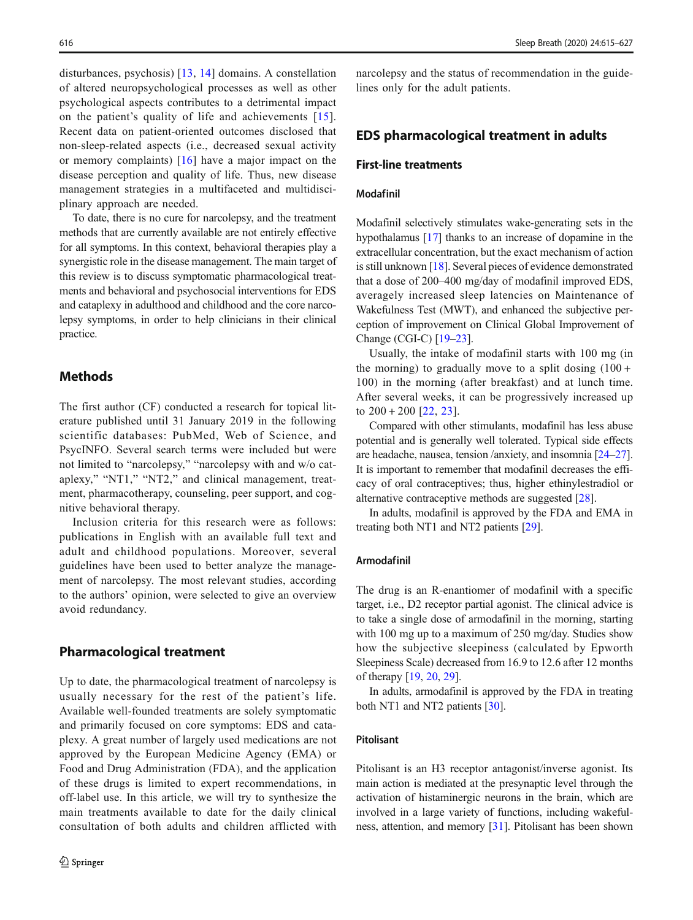disturbances, psychosis) [13, 14] domains. A constellation of altered neuropsychological processes as well as other psychological aspects contributes to a detrimental impact on the patient's quality of life and achievements [15]. Recent data on patient-oriented outcomes disclosed that non-sleep-related aspects (i.e., decreased sexual activity or memory complaints) [16] have a major impact on the disease perception and quality of life. Thus, new disease management strategies in a multifaceted and multidisciplinary approach are needed.

To date, there is no cure for narcolepsy, and the treatment methods that are currently available are not entirely effective for all symptoms. In this context, behavioral therapies play a synergistic role in the disease management. The main target of this review is to discuss symptomatic pharmacological treatments and behavioral and psychosocial interventions for EDS and cataplexy in adulthood and childhood and the core narcolepsy symptoms, in order to help clinicians in their clinical practice.

## Methods

The first author (CF) conducted a research for topical literature published until 31 January 2019 in the following scientific databases: PubMed, Web of Science, and PsycINFO. Several search terms were included but were not limited to "narcolepsy," "narcolepsy with and w/o cataplexy," "NT1," "NT2," and clinical management, treatment, pharmacotherapy, counseling, peer support, and cognitive behavioral therapy.

Inclusion criteria for this research were as follows: publications in English with an available full text and adult and childhood populations. Moreover, several guidelines have been used to better analyze the management of narcolepsy. The most relevant studies, according to the authors' opinion, were selected to give an overview avoid redundancy.

## Pharmacological treatment

Up to date, the pharmacological treatment of narcolepsy is usually necessary for the rest of the patient's life. Available well-founded treatments are solely symptomatic and primarily focused on core symptoms: EDS and cataplexy. A great number of largely used medications are not approved by the European Medicine Agency (EMA) or Food and Drug Administration (FDA), and the application of these drugs is limited to expert recommendations, in off-label use. In this article, we will try to synthesize the main treatments available to date for the daily clinical consultation of both adults and children afflicted with narcolepsy and the status of recommendation in the guidelines only for the adult patients.

## EDS pharmacological treatment in adults

### First-line treatments

#### Modafinil

Modafinil selectively stimulates wake-generating sets in the hypothalamus [17] thanks to an increase of dopamine in the extracellular concentration, but the exact mechanism of action is still unknown [18]. Several pieces of evidence demonstrated that a dose of 200–400 mg/day of modafinil improved EDS, averagely increased sleep latencies on Maintenance of Wakefulness Test (MWT), and enhanced the subjective perception of improvement on Clinical Global Improvement of Change (CGI-C) [19–23].

Usually, the intake of modafinil starts with 100 mg (in the morning) to gradually move to a split dosing (100 + 100) in the morning (after breakfast) and at lunch time. After several weeks, it can be progressively increased up to 200 + 200 [22, 23].

Compared with other stimulants, modafinil has less abuse potential and is generally well tolerated. Typical side effects are headache, nausea, tension /anxiety, and insomnia [24–27]. It is important to remember that modafinil decreases the efficacy of oral contraceptives; thus, higher ethinylestradiol or alternative contraceptive methods are suggested [28].

In adults, modafinil is approved by the FDA and EMA in treating both NT1 and NT2 patients [29].

#### Armodafinil

The drug is an R-enantiomer of modafinil with a specific target, i.e., D2 receptor partial agonist. The clinical advice is to take a single dose of armodafinil in the morning, starting with 100 mg up to a maximum of 250 mg/day. Studies show how the subjective sleepiness (calculated by Epworth Sleepiness Scale) decreased from 16.9 to 12.6 after 12 months of therapy [19, 20, 29].

In adults, armodafinil is approved by the FDA in treating both NT1 and NT2 patients [30].

#### Pitolisant

Pitolisant is an H3 receptor antagonist/inverse agonist. Its main action is mediated at the presynaptic level through the activation of histaminergic neurons in the brain, which are involved in a large variety of functions, including wakefulness, attention, and memory [31]. Pitolisant has been shown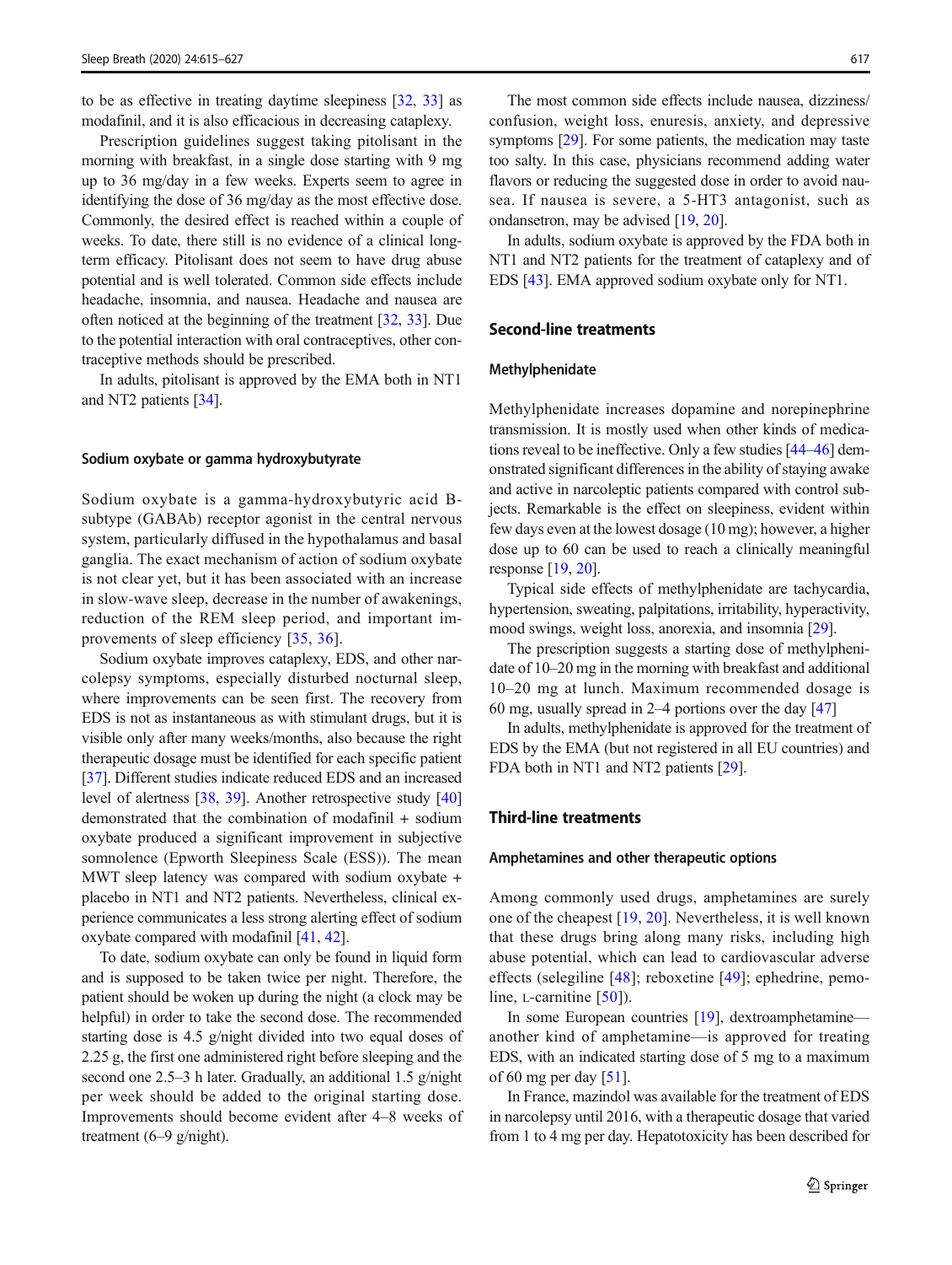to be as effective in treating daytime sleepiness [32, 33] as modafinil, and it is also efficacious in decreasing cataplexy.

Prescription guidelines suggest taking pitolisant in the morning with breakfast, in a single dose starting with 9 mg up to 36 mg/day in a few weeks. Experts seem to agree in identifying the dose of 36 mg/day as the most effective dose. Commonly, the desired effect is reached within a couple of weeks. To date, there still is no evidence of a clinical long-term efficacy. Pitolisant does not seem to have drug abuse potential and is well tolerated. Common side effects include headache, insomnia, and nausea. Headache and nausea are often noticed at the beginning of the treatment [32, 33]. Due to the potential interaction with oral contraceptives, other contraceptive methods should be prescribed.

In adults, pitolisant is approved by the EMA both in NT1 and NT2 patients [34].

### Sodium oxybate or gamma hydroxybutyrate

Sodium oxybate is a gamma-hydroxybutyric acid B-subtype (GABAb) receptor agonist in the central nervous system, particularly diffused in the hypothalamus and basal ganglia. The exact mechanism of action of sodium oxybate is not clear yet, but it has been associated with an increase in slow-wave sleep, decrease in the number of awakenings, reduction of the REM sleep period, and important improvements of sleep efficiency [35, 36].

Sodium oxybate improves cataplexy, EDS, and other narcolepsy symptoms, especially disturbed nocturnal sleep, where improvements can be seen first. The recovery from EDS is not as instantaneous as with stimulant drugs, but it is visible only after many weeks/months, also because the right therapeutic dosage must be identified for each specific patient [37]. Different studies indicate reduced EDS and an increased level of alertness [38, 39]. Another retrospective study [40] demonstrated that the combination of modafinil + sodium oxybate produced a significant improvement in subjective somnolence (Epworth Sleepiness Scale (ESS)). The mean MWT sleep latency was compared with sodium oxybate + placebo in NT1 and NT2 patients. Nevertheless, clinical experience communicates a less strong alerting effect of sodium oxybate compared with modafinil [41, 42].

To date, sodium oxybate can only be found in liquid form and is supposed to be taken twice per night. Therefore, the patient should be woken up during the night (a clock may be helpful) in order to take the second dose. The recommended starting dose is 4.5 g/night divided into two equal doses of 2.25 g, the first one administered right before sleeping and the second one 2.5–3 h later. Gradually, an additional 1.5 g/night per week should be added to the original starting dose. Improvements should become evident after 4–8 weeks of treatment (6–9 g/night).

The most common side effects include nausea, dizziness/confusion, weight loss, enuresis, anxiety, and depressive symptoms [29]. For some patients, the medication may taste too salty. In this case, physicians recommend adding water flavors or reducing the suggested dose in order to avoid nausea. If nausea is severe, a 5-HT3 antagonist, such as ondansetron, may be advised [19, 20].

In adults, sodium oxybate is approved by the FDA both in NT1 and NT2 patients for the treatment of cataplexy and of EDS [43]. EMA approved sodium oxybate only for NT1.

## Second-line treatments

### Methylphenidate

Methylphenidate increases dopamine and norepinephrine transmission. It is mostly used when other kinds of medications reveal to be ineffective. Only a few studies [44–46] demonstrated significant differences in the ability of staying awake and active in narcoleptic patients compared with control subjects. Remarkable is the effect on sleepiness, evident within few days even at the lowest dosage (10 mg); however, a higher dose up to 60 can be used to reach a clinically meaningful response [19, 20].

Typical side effects of methylphenidate are tachycardia, hypertension, sweating, palpitations, irritability, hyperactivity, mood swings, weight loss, anorexia, and insomnia [29].

The prescription suggests a starting dose of methylphenidate of 10–20 mg in the morning with breakfast and additional 10–20 mg at lunch. Maximum recommended dosage is 60 mg, usually spread in 2–4 portions over the day [47]

In adults, methylphenidate is approved for the treatment of EDS by the EMA (but not registered in all EU countries) and FDA both in NT1 and NT2 patients [29].

## Third-line treatments

### Amphetamines and other therapeutic options

Among commonly used drugs, amphetamines are surely one of the cheapest [19, 20]. Nevertheless, it is well known that these drugs bring along many risks, including high abuse potential, which can lead to cardiovascular adverse effects (selegiline [48]; reboxetine [49]; ephedrine, pemoline, L-carnitine [50]).

In some European countries [19], dextroamphetamine—another kind of amphetamine—is approved for treating EDS, with an indicated starting dose of 5 mg to a maximum of 60 mg per day [51].

In France, mazindol was available for the treatment of EDS in narcolepsy until 2016, with a therapeutic dosage that varied from 1 to 4 mg per day. Hepatotoxicity has been described for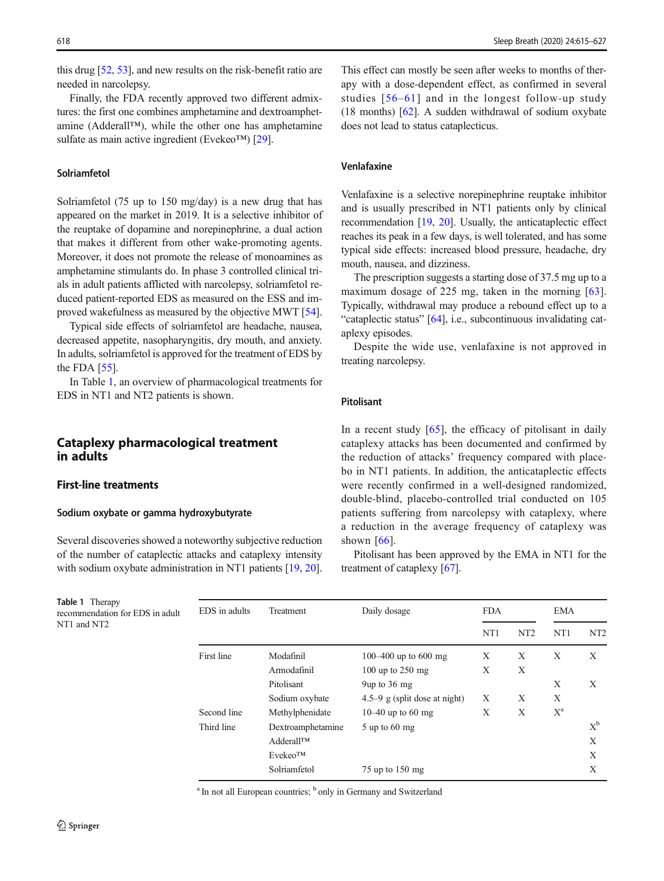this drug [52, 53], and new results on the risk-benefit ratio are needed in narcolepsy.

Finally, the FDA recently approved two different admixtures: the first one combines amphetamine and dextroamphetamine (Adderall™), while the other one has amphetamine sulfate as main active ingredient (Evekeo™) [29].

#### Solriamfetol

Solriamfetol (75 up to 150 mg/day) is a new drug that has appeared on the market in 2019. It is a selective inhibitor of the reuptake of dopamine and norepinephrine, a dual action that makes it different from other wake-promoting agents. Moreover, it does not promote the release of monoamines as amphetamine stimulants do. In phase 3 controlled clinical trials in adult patients afflicted with narcolepsy, solriamfetol reduced patient-reported EDS as measured on the ESS and improved wakefulness as measured by the objective MWT [54].

Typical side effects of solriamfetol are headache, nausea, decreased appetite, nasopharyngitis, dry mouth, and anxiety. In adults, solriamfetol is approved for the treatment of EDS by the FDA [55].

In Table 1, an overview of pharmacological treatments for EDS in NT1 and NT2 patients is shown.

## Cataplexy pharmacological treatment in adults

### First-line treatments

#### Sodium oxybate or gamma hydroxybutyrate

Several discoveries showed a noteworthy subjective reduction of the number of cataplectic attacks and cataplexy intensity with sodium oxybate administration in NT1 patients [19, 20]. This effect can mostly be seen after weeks to months of therapy with a dose-dependent effect, as confirmed in several studies [56–61] and in the longest follow-up study (18 months) [62]. A sudden withdrawal of sodium oxybate does not lead to status cataplecticus.

#### Venlafaxine

Venlafaxine is a selective norepinephrine reuptake inhibitor and is usually prescribed in NT1 patients only by clinical recommendation [19, 20]. Usually, the anticataplectic effect reaches its peak in a few days, is well tolerated, and has some typical side effects: increased blood pressure, headache, dry mouth, nausea, and dizziness.

The prescription suggests a starting dose of 37.5 mg up to a maximum dosage of 225 mg, taken in the morning [63]. Typically, withdrawal may produce a rebound effect up to a "cataplectic status" [64], i.e., subcontinuous invalidating cataplexy episodes.

Despite the wide use, venlafaxine is not approved in treating narcolepsy.

#### Pitolisant

In a recent study [65], the efficacy of pitolisant in daily cataplexy attacks has been documented and confirmed by the reduction of attacks' frequency compared with placebo in NT1 patients. In addition, the anticataplectic effects were recently confirmed in a well-designed randomized, double-blind, placebo-controlled trial conducted on 105 patients suffering from narcolepsy with cataplexy, where a reduction in the average frequency of cataplexy was shown [66].

Pitolisant has been approved by the EMA in NT1 for the treatment of cataplexy [67].

**Table 1** Therapy recommendation for EDS in adult NT1 and NT2

| EDS in adults | Treatment | Daily dosage | FDA | | EMA | |
|---|---|---|---|---|---|---|
| | | | NT1 | NT2 | NT1 | NT2 |
| First line | Modafinil | 100–400 up to 600 mg | X | X | X | X |
| | Armodafinil | 100 up to 250 mg | X | X | | |
| | Pitolisant | 9up to 36 mg | | | X | X |
| | Sodium oxybate | 4.5–9 g (split dose at night) | X | X | X | |
| Second line | Methylphenidate | 10–40 up to 60 mg | X | X | X[a] | |
| Third line | Dextroamphetamine | 5 up to 60 mg | | | | X[b] |
| | Adderall™ | | | | | X |
| | Evekeo™ | | | | | X |
| | Solriamfetol | 75 up to 150 mg | | | | X |

[a] In not all European countries; [b] only in Germany and Switzerland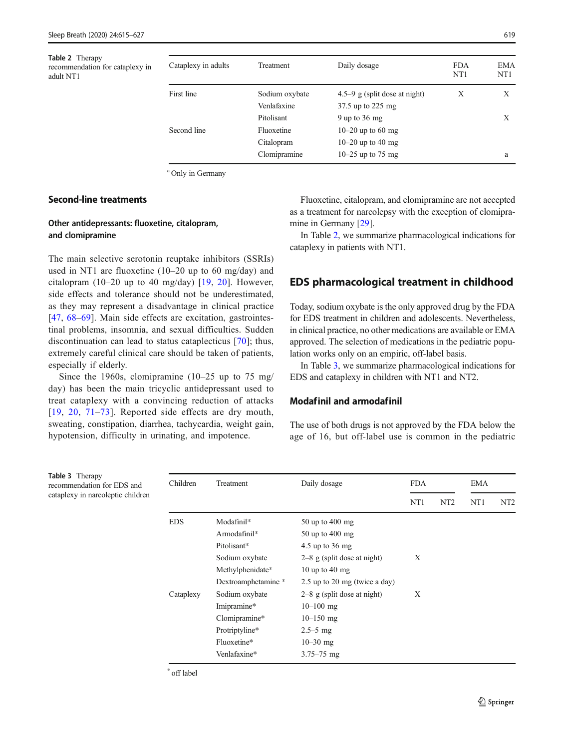**Table 2** Therapy recommendation for cataplexy in adult NT1

| Cataplexy in adults | Treatment | Daily dosage | FDA NT1 | EMA NT1 |
|---|---|---|---|---|
| First line | Sodium oxybate | 4.5–9 g (split dose at night) | X | X |
| | Venlafaxine | 37.5 up to 225 mg | | |
| | Pitolisant | 9 up to 36 mg | | X |
| Second line | Fluoxetine | 10–20 up to 60 mg | | |
| | Citalopram | 10–20 up to 40 mg | | |
| | Clomipramine | 10–25 up to 75 mg | | a |

[a] Only in Germany

## Second-line treatments

### Other antidepressants: fluoxetine, citalopram, and clomipramine

The main selective serotonin reuptake inhibitors (SSRIs) used in NT1 are fluoxetine (10–20 up to 60 mg/day) and citalopram (10–20 up to 40 mg/day) [19, 20]. However, side effects and tolerance should not be underestimated, as they may represent a disadvantage in clinical practice [47, 68–69]. Main side effects are excitation, gastrointestinal problems, insomnia, and sexual difficulties. Sudden discontinuation can lead to status cataplecticus [70]; thus, extremely careful clinical care should be taken of patients, especially if elderly.

Since the 1960s, clomipramine (10–25 up to 75 mg/day) has been the main tricyclic antidepressant used to treat cataplexy with a convincing reduction of attacks [19, 20, 71–73]. Reported side effects are dry mouth, sweating, constipation, diarrhea, tachycardia, weight gain, hypotension, difficulty in urinating, and impotence.

Fluoxetine, citalopram, and clomipramine are not accepted as a treatment for narcolepsy with the exception of clomipramine in Germany [29].

In Table 2, we summarize pharmacological indications for cataplexy in patients with NT1.

## EDS pharmacological treatment in childhood

Today, sodium oxybate is the only approved drug by the FDA for EDS treatment in children and adolescents. Nevertheless, in clinical practice, no other medications are available or EMA approved. The selection of medications in the pediatric population works only on an empiric, off-label basis.

In Table 3, we summarize pharmacological indications for EDS and cataplexy in children with NT1 and NT2.

### Modafinil and armodafinil

The use of both drugs is not approved by the FDA below the age of 16, but off-label use is common in the pediatric

**Table 3** Therapy recommendation for EDS and cataplexy in narcoleptic children

| Children | Treatment | Daily dosage | FDA | | EMA | |
|---|---|---|---|---|---|---|
| | | | NT1 | NT2 | NT1 | NT2 |
| EDS | Modafinil* | 50 up to 400 mg | | | | |
| | Armodafinil* | 50 up to 400 mg | | | | |
| | Pitolisant* | 4.5 up to 36 mg | | | | |
| | Sodium oxybate | 2–8 g (split dose at night) | X | | | |
| | Methylphenidate* | 10 up to 40 mg | | | | |
| | Dextroamphetamine * | 2.5 up to 20 mg (twice a day) | | | | |
| Cataplexy | Sodium oxybate | 2–8 g (split dose at night) | X | | | |
| | Imipramine* | 10–100 mg | | | | |
| | Clomipramine* | 10–150 mg | | | | |
| | Protriptyline* | 2.5–5 mg | | | | |
| | Fluoxetine* | 10–30 mg | | | | |
| | Venlafaxine* | 3.75–75 mg | | | | |

[*] off label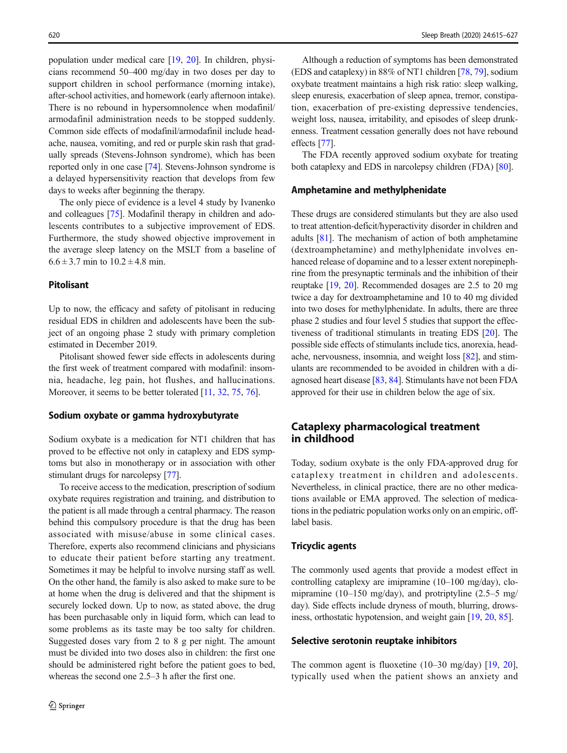population under medical care [19, 20]. In children, physicians recommend 50–400 mg/day in two doses per day to support children in school performance (morning intake), after-school activities, and homework (early afternoon intake). There is no rebound in hypersomnolence when modafinil/armodafinil administration needs to be stopped suddenly. Common side effects of modafinil/armodafinil include headache, nausea, vomiting, and red or purple skin rash that gradually spreads (Stevens-Johnson syndrome), which has been reported only in one case [74]. Stevens-Johnson syndrome is a delayed hypersensitivity reaction that develops from few days to weeks after beginning the therapy.

The only piece of evidence is a level 4 study by Ivanenko and colleagues [75]. Modafinil therapy in children and adolescents contributes to a subjective improvement of EDS. Furthermore, the study showed objective improvement in the average sleep latency on the MSLT from a baseline of $6.6 \pm 3.7$ min to $10.2 \pm 4.8$ min.

### Pitolisant

Up to now, the efficacy and safety of pitolisant in reducing residual EDS in children and adolescents have been the subject of an ongoing phase 2 study with primary completion estimated in December 2019.

Pitolisant showed fewer side effects in adolescents during the first week of treatment compared with modafinil: insomnia, headache, leg pain, hot flushes, and hallucinations. Moreover, it seems to be better tolerated [11, 32, 75, 76].

### Sodium oxybate or gamma hydroxybutyrate

Sodium oxybate is a medication for NT1 children that has proved to be effective not only in cataplexy and EDS symptoms but also in monotherapy or in association with other stimulant drugs for narcolepsy [77].

To receive access to the medication, prescription of sodium oxybate requires registration and training, and distribution to the patient is all made through a central pharmacy. The reason behind this compulsory procedure is that the drug has been associated with misuse/abuse in some clinical cases. Therefore, experts also recommend clinicians and physicians to educate their patient before starting any treatment. Sometimes it may be helpful to involve nursing staff as well. On the other hand, the family is also asked to make sure to be at home when the drug is delivered and that the shipment is securely locked down. Up to now, as stated above, the drug has been purchasable only in liquid form, which can lead to some problems as its taste may be too salty for children. Suggested doses vary from 2 to 8 g per night. The amount must be divided into two doses also in children: the first one should be administered right before the patient goes to bed, whereas the second one 2.5–3 h after the first one.

Although a reduction of symptoms has been demonstrated (EDS and cataplexy) in 88% of NT1 children [78, 79], sodium oxybate treatment maintains a high risk ratio: sleep walking, sleep enuresis, exacerbation of sleep apnea, tremor, constipation, exacerbation of pre-existing depressive tendencies, weight loss, nausea, irritability, and episodes of sleep drunkenness. Treatment cessation generally does not have rebound effects [77].

The FDA recently approved sodium oxybate for treating both cataplexy and EDS in narcolepsy children (FDA) [80].

### Amphetamine and methylphenidate

These drugs are considered stimulants but they are also used to treat attention-deficit/hyperactivity disorder in children and adults [81]. The mechanism of action of both amphetamine (dextroamphetamine) and methylphenidate involves enhanced release of dopamine and to a lesser extent norepinephrine from the presynaptic terminals and the inhibition of their reuptake [19, 20]. Recommended dosages are 2.5 to 20 mg twice a day for dextroamphetamine and 10 to 40 mg divided into two doses for methylphenidate. In adults, there are three phase 2 studies and four level 5 studies that support the effectiveness of traditional stimulants in treating EDS [20]. The possible side effects of stimulants include tics, anorexia, headache, nervousness, insomnia, and weight loss [82], and stimulants are recommended to be avoided in children with a diagnosed heart disease [83, 84]. Stimulants have not been FDA approved for their use in children below the age of six.

## Cataplexy pharmacological treatment in childhood

Today, sodium oxybate is the only FDA-approved drug for cataplexy treatment in children and adolescents. Nevertheless, in clinical practice, there are no other medications available or EMA approved. The selection of medications in the pediatric population works only on an empiric, off-label basis.

### Tricyclic agents

The commonly used agents that provide a modest effect in controlling cataplexy are imipramine (10–100 mg/day), clomipramine (10–150 mg/day), and protriptyline (2.5–5 mg/day). Side effects include dryness of mouth, blurring, drowsiness, orthostatic hypotension, and weight gain [19, 20, 85].

### Selective serotonin reuptake inhibitors

The common agent is fluoxetine (10–30 mg/day) [19, 20], typically used when the patient shows an anxiety and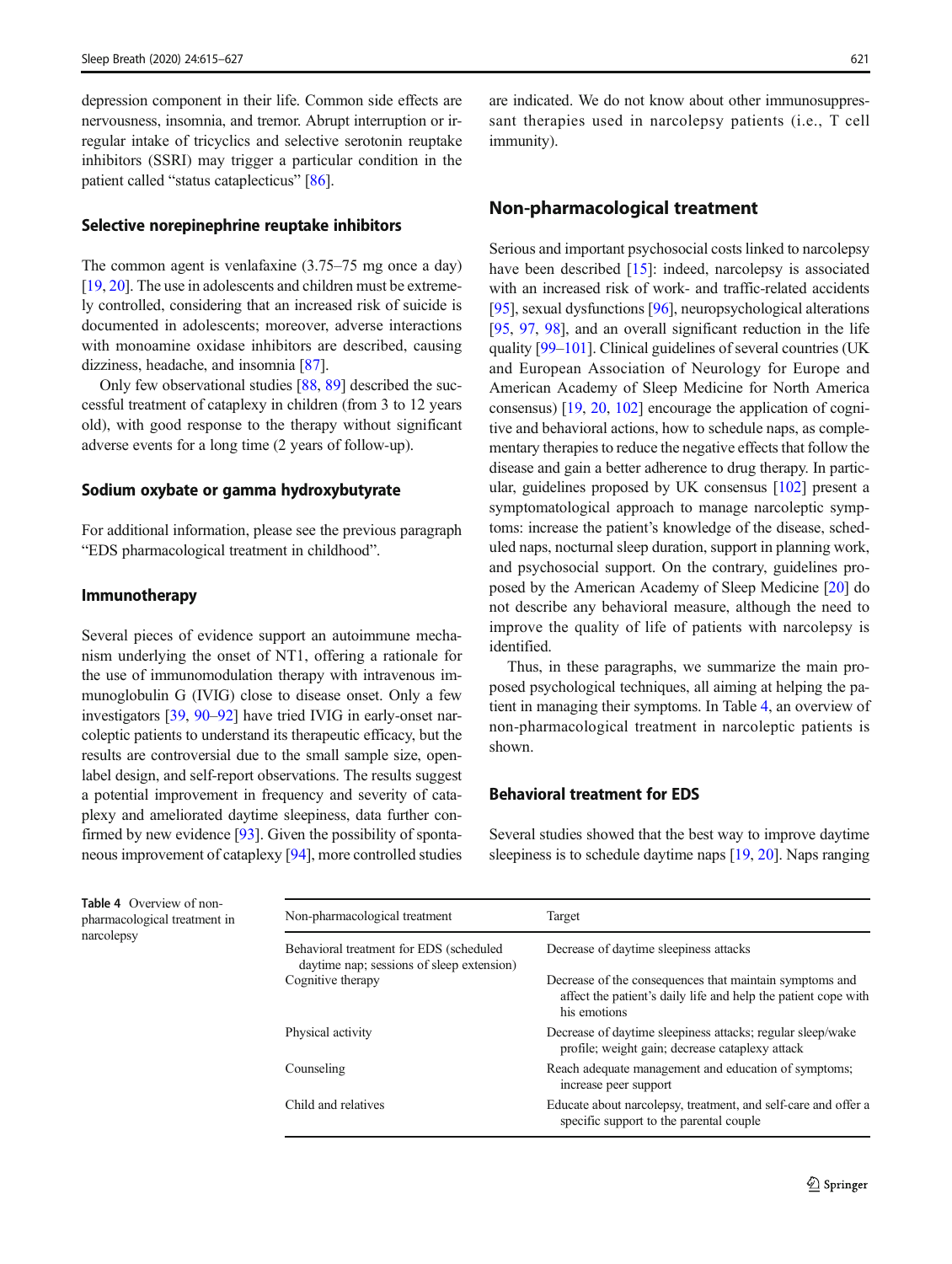depression component in their life. Common side effects are nervousness, insomnia, and tremor. Abrupt interruption or irregular intake of tricyclics and selective serotonin reuptake inhibitors (SSRI) may trigger a particular condition in the patient called "status cataplecticus" [86].

### Selective norepinephrine reuptake inhibitors

The common agent is venlafaxine (3.75–75 mg once a day) [19, 20]. The use in adolescents and children must be extremely controlled, considering that an increased risk of suicide is documented in adolescents; moreover, adverse interactions with monoamine oxidase inhibitors are described, causing dizziness, headache, and insomnia [87].

Only few observational studies [88, 89] described the successful treatment of cataplexy in children (from 3 to 12 years old), with good response to the therapy without significant adverse events for a long time (2 years of follow-up).

### Sodium oxybate or gamma hydroxybutyrate

For additional information, please see the previous paragraph "EDS pharmacological treatment in childhood".

### Immunotherapy

Several pieces of evidence support an autoimmune mechanism underlying the onset of NT1, offering a rationale for the use of immunomodulation therapy with intravenous immunoglobulin G (IVIG) close to disease onset. Only a few investigators [39, 90–92] have tried IVIG in early-onset narcoleptic patients to understand its therapeutic efficacy, but the results are controversial due to the small sample size, open-label design, and self-report observations. The results suggest a potential improvement in frequency and severity of cataplexy and ameliorated daytime sleepiness, data further confirmed by new evidence [93]. Given the possibility of spontaneous improvement of cataplexy [94], more controlled studies are indicated. We do not know about other immunosuppressant therapies used in narcolepsy patients (i.e., T cell immunity).

## Non-pharmacological treatment

Serious and important psychosocial costs linked to narcolepsy have been described [15]: indeed, narcolepsy is associated with an increased risk of work- and traffic-related accidents [95], sexual dysfunctions [96], neuropsychological alterations [95, 97, 98], and an overall significant reduction in the life quality [99–101]. Clinical guidelines of several countries (UK and European Association of Neurology for Europe and American Academy of Sleep Medicine for North America consensus) [19, 20, 102] encourage the application of cognitive and behavioral actions, how to schedule naps, as complementary therapies to reduce the negative effects that follow the disease and gain a better adherence to drug therapy. In particular, guidelines proposed by UK consensus [102] present a symptomatological approach to manage narcoleptic symptoms: increase the patient's knowledge of the disease, scheduled naps, nocturnal sleep duration, support in planning work, and psychosocial support. On the contrary, guidelines proposed by the American Academy of Sleep Medicine [20] do not describe any behavioral measure, although the need to improve the quality of life of patients with narcolepsy is identified.

Thus, in these paragraphs, we summarize the main proposed psychological techniques, all aiming at helping the patient in managing their symptoms. In Table 4, an overview of non-pharmacological treatment in narcoleptic patients is shown.

### Behavioral treatment for EDS

Several studies showed that the best way to improve daytime sleepiness is to schedule daytime naps [19, 20]. Naps ranging

**Table 4** Overview of non-pharmacological treatment in narcolepsy

| Non-pharmacological treatment | Target |
|---|---|
| Behavioral treatment for EDS (scheduled daytime nap; sessions of sleep extension) | Decrease of daytime sleepiness attacks |
| Cognitive therapy | Decrease of the consequences that maintain symptoms and affect the patient's daily life and help the patient cope with his emotions |
| Physical activity | Decrease of daytime sleepiness attacks; regular sleep/wake profile; weight gain; decrease cataplexy attack |
| Counseling | Reach adequate management and education of symptoms; increase peer support |
| Child and relatives | Educate about narcolepsy, treatment, and self-care and offer a specific support to the parental couple |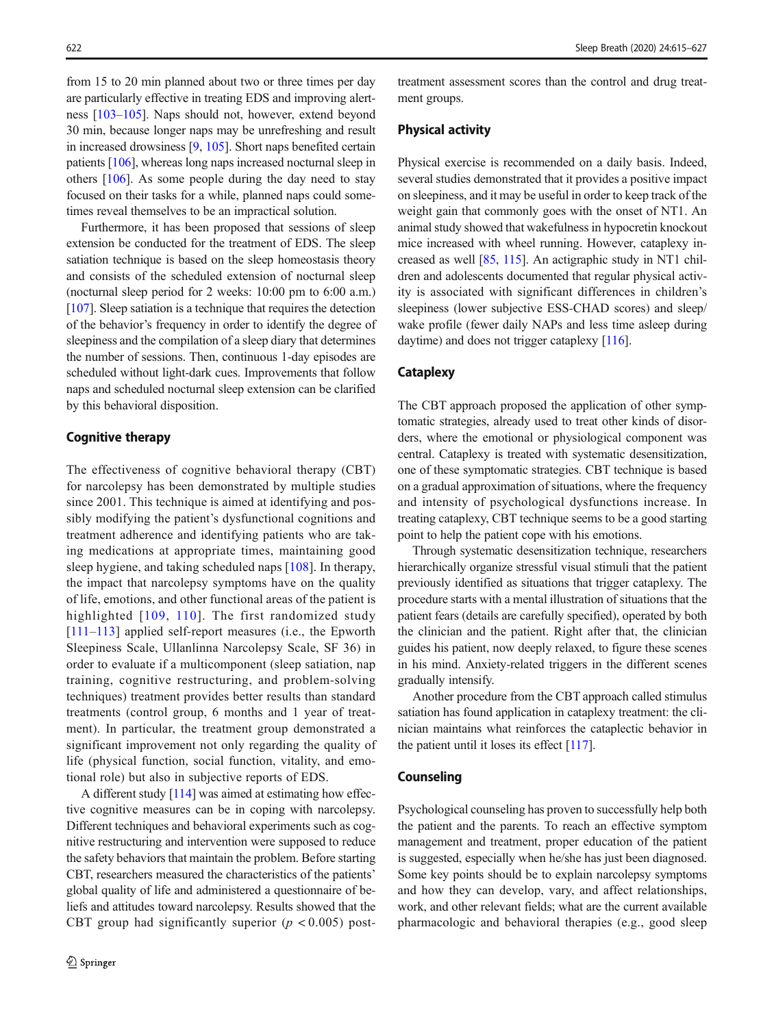from 15 to 20 min planned about two or three times per day are particularly effective in treating EDS and improving alertness [103–105]. Naps should not, however, extend beyond 30 min, because longer naps may be unrefreshing and result in increased drowsiness [9, 105]. Short naps benefited certain patients [106], whereas long naps increased nocturnal sleep in others [106]. As some people during the day need to stay focused on their tasks for a while, planned naps could sometimes reveal themselves to be an impractical solution.

Furthermore, it has been proposed that sessions of sleep extension be conducted for the treatment of EDS. The sleep satiation technique is based on the sleep homeostasis theory and consists of the scheduled extension of nocturnal sleep (nocturnal sleep period for 2 weeks: 10:00 pm to 6:00 a.m.) [107]. Sleep satiation is a technique that requires the detection of the behavior's frequency in order to identify the degree of sleepiness and the compilation of a sleep diary that determines the number of sessions. Then, continuous 1-day episodes are scheduled without light-dark cues. Improvements that follow naps and scheduled nocturnal sleep extension can be clarified by this behavioral disposition.

### Cognitive therapy

The effectiveness of cognitive behavioral therapy (CBT) for narcolepsy has been demonstrated by multiple studies since 2001. This technique is aimed at identifying and possibly modifying the patient's dysfunctional cognitions and treatment adherence and identifying patients who are taking medications at appropriate times, maintaining good sleep hygiene, and taking scheduled naps [108]. In therapy, the impact that narcolepsy symptoms have on the quality of life, emotions, and other functional areas of the patient is highlighted [109, 110]. The first randomized study [111–113] applied self-report measures (i.e., the Epworth Sleepiness Scale, Ullanlinna Narcolepsy Scale, SF 36) in order to evaluate if a multicomponent (sleep satiation, nap training, cognitive restructuring, and problem-solving techniques) treatment provides better results than standard treatments (control group, 6 months and 1 year of treatment). In particular, the treatment group demonstrated a significant improvement not only regarding the quality of life (physical function, social function, vitality, and emotional role) but also in subjective reports of EDS.

A different study [114] was aimed at estimating how effective cognitive measures can be in coping with narcolepsy. Different techniques and behavioral experiments such as cognitive restructuring and intervention were supposed to reduce the safety behaviors that maintain the problem. Before starting CBT, researchers measured the characteristics of the patients' global quality of life and administered a questionnaire of beliefs and attitudes toward narcolepsy. Results showed that the CBT group had significantly superior ($p < 0.005$) post-treatment assessment scores than the control and drug treatment groups.

### Physical activity

Physical exercise is recommended on a daily basis. Indeed, several studies demonstrated that it provides a positive impact on sleepiness, and it may be useful in order to keep track of the weight gain that commonly goes with the onset of NT1. An animal study showed that wakefulness in hypocretin knockout mice increased with wheel running. However, cataplexy increased as well [85, 115]. An actigraphic study in NT1 children and adolescents documented that regular physical activity is associated with significant differences in children's sleepiness (lower subjective ESS-CHAD scores) and sleep/wake profile (fewer daily NAPs and less time asleep during daytime) and does not trigger cataplexy [116].

### Cataplexy

The CBT approach proposed the application of other symptomatic strategies, already used to treat other kinds of disorders, where the emotional or physiological component was central. Cataplexy is treated with systematic desensitization, one of these symptomatic strategies. CBT technique is based on a gradual approximation of situations, where the frequency and intensity of psychological dysfunctions increase. In treating cataplexy, CBT technique seems to be a good starting point to help the patient cope with his emotions.

Through systematic desensitization technique, researchers hierarchically organize stressful visual stimuli that the patient previously identified as situations that trigger cataplexy. The procedure starts with a mental illustration of situations that the patient fears (details are carefully specified), operated by both the clinician and the patient. Right after that, the clinician guides his patient, now deeply relaxed, to figure these scenes in his mind. Anxiety-related triggers in the different scenes gradually intensify.

Another procedure from the CBT approach called stimulus satiation has found application in cataplexy treatment: the clinician maintains what reinforces the cataplectic behavior in the patient until it loses its effect [117].

### Counseling

Psychological counseling has proven to successfully help both the patient and the parents. To reach an effective symptom management and treatment, proper education of the patient is suggested, especially when he/she has just been diagnosed. Some key points should be to explain narcolepsy symptoms and how they can develop, vary, and affect relationships, work, and other relevant fields; what are the current available pharmacologic and behavioral therapies (e.g., good sleep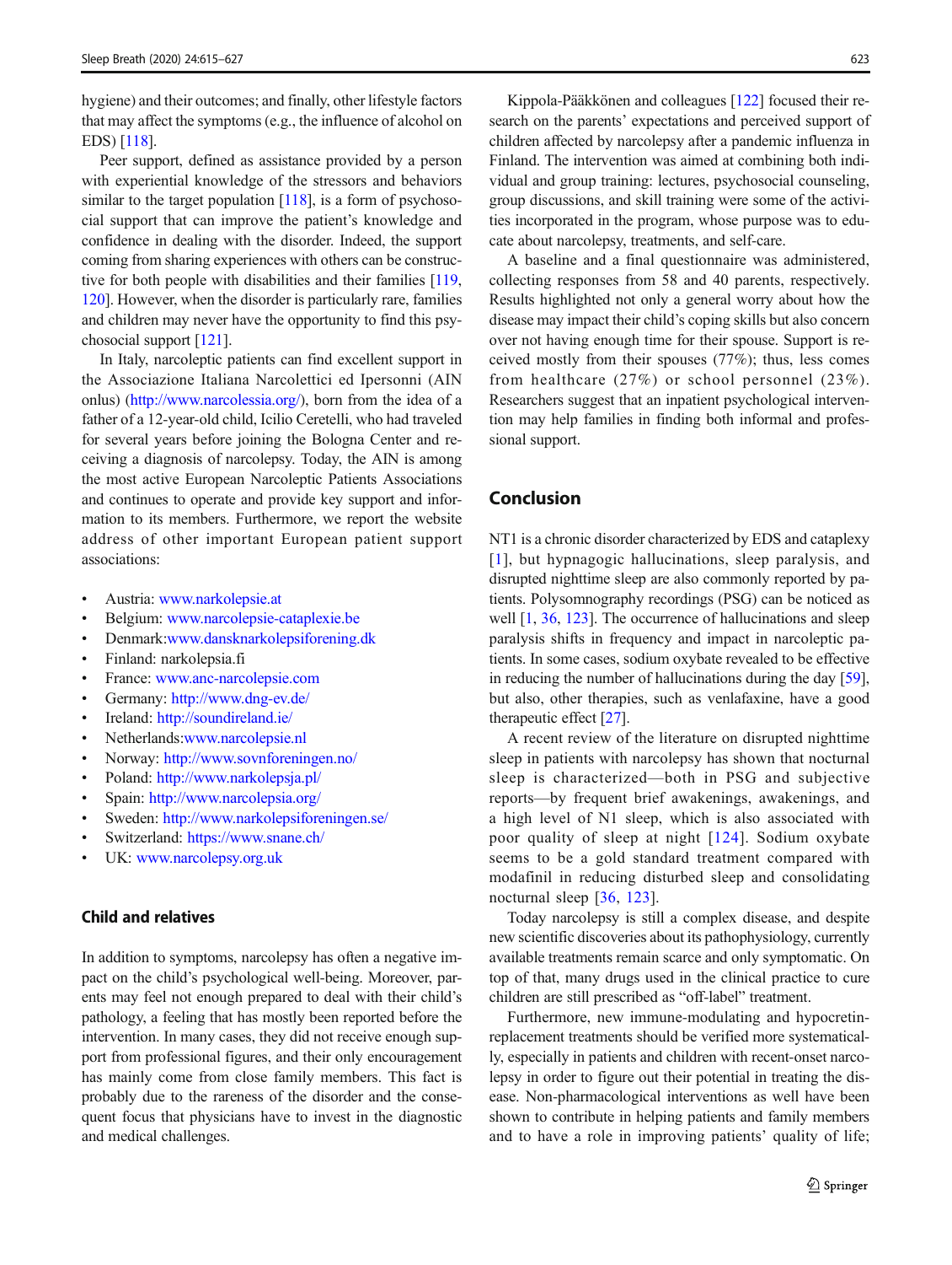hygiene) and their outcomes; and finally, other lifestyle factors that may affect the symptoms (e.g., the influence of alcohol on EDS) [118].

Peer support, defined as assistance provided by a person with experiential knowledge of the stressors and behaviors similar to the target population [118], is a form of psychosocial support that can improve the patient's knowledge and confidence in dealing with the disorder. Indeed, the support coming from sharing experiences with others can be constructive for both people with disabilities and their families [119, 120]. However, when the disorder is particularly rare, families and children may never have the opportunity to find this psychosocial support [121].

In Italy, narcoleptic patients can find excellent support in the Associazione Italiana Narcolettici ed Ipersonni (AIN onlus) (http://www.narcolessia.org/), born from the idea of a father of a 12-year-old child, Icilio Ceretelli, who had traveled for several years before joining the Bologna Center and receiving a diagnosis of narcolepsy. Today, the AIN is among the most active European Narcoleptic Patients Associations and continues to operate and provide key support and information to its members. Furthermore, we report the website address of other important European patient support associations:

- Austria: www.narkolepsie.at
- Belgium: www.narcolepsie-cataplexie.be
- Denmark:www.dansknarkolepsiforening.dk
- Finland: narkolepsia.fi
- France: www.anc-narcolepsie.com
- Germany: http://www.dng-ev.de/
- Ireland: http://soundireland.ie/
- Netherlands:www.narcolepsie.nl
- Norway: http://www.sovnforeningen.no/
- Poland: http://www.narkolepsja.pl/
- Spain: http://www.narcolepsia.org/
- Sweden: http://www.narkolepsiforeningen.se/
- Switzerland: https://www.snane.ch/
- UK: www.narcolepsy.org.uk

### Child and relatives

In addition to symptoms, narcolepsy has often a negative impact on the child's psychological well-being. Moreover, parents may feel not enough prepared to deal with their child's pathology, a feeling that has mostly been reported before the intervention. In many cases, they did not receive enough support from professional figures, and their only encouragement has mainly come from close family members. This fact is probably due to the rareness of the disorder and the consequent focus that physicians have to invest in the diagnostic and medical challenges.

Kippola-Pääkkönen and colleagues [122] focused their research on the parents' expectations and perceived support of children affected by narcolepsy after a pandemic influenza in Finland. The intervention was aimed at combining both individual and group training: lectures, psychosocial counseling, group discussions, and skill training were some of the activities incorporated in the program, whose purpose was to educate about narcolepsy, treatments, and self-care.

A baseline and a final questionnaire was administered, collecting responses from 58 and 40 parents, respectively. Results highlighted not only a general worry about how the disease may impact their child's coping skills but also concern over not having enough time for their spouse. Support is received mostly from their spouses (77%); thus, less comes from healthcare (27%) or school personnel (23%). Researchers suggest that an inpatient psychological intervention may help families in finding both informal and professional support.

## Conclusion

NT1 is a chronic disorder characterized by EDS and cataplexy [1], but hypnagogic hallucinations, sleep paralysis, and disrupted nighttime sleep are also commonly reported by patients. Polysomnography recordings (PSG) can be noticed as well [1, 36, 123]. The occurrence of hallucinations and sleep paralysis shifts in frequency and impact in narcoleptic patients. In some cases, sodium oxybate revealed to be effective in reducing the number of hallucinations during the day [59], but also, other therapies, such as venlafaxine, have a good therapeutic effect [27].

A recent review of the literature on disrupted nighttime sleep in patients with narcolepsy has shown that nocturnal sleep is characterized—both in PSG and subjective reports—by frequent brief awakenings, awakenings, and a high level of N1 sleep, which is also associated with poor quality of sleep at night [124]. Sodium oxybate seems to be a gold standard treatment compared with modafinil in reducing disturbed sleep and consolidating nocturnal sleep [36, 123].

Today narcolepsy is still a complex disease, and despite new scientific discoveries about its pathophysiology, currently available treatments remain scarce and only symptomatic. On top of that, many drugs used in the clinical practice to cure children are still prescribed as "off-label" treatment.

Furthermore, new immune-modulating and hypocretin-replacement treatments should be verified more systematically, especially in patients and children with recent-onset narcolepsy in order to figure out their potential in treating the disease. Non-pharmacological interventions as well have been shown to contribute in helping patients and family members and to have a role in improving patients' quality of life;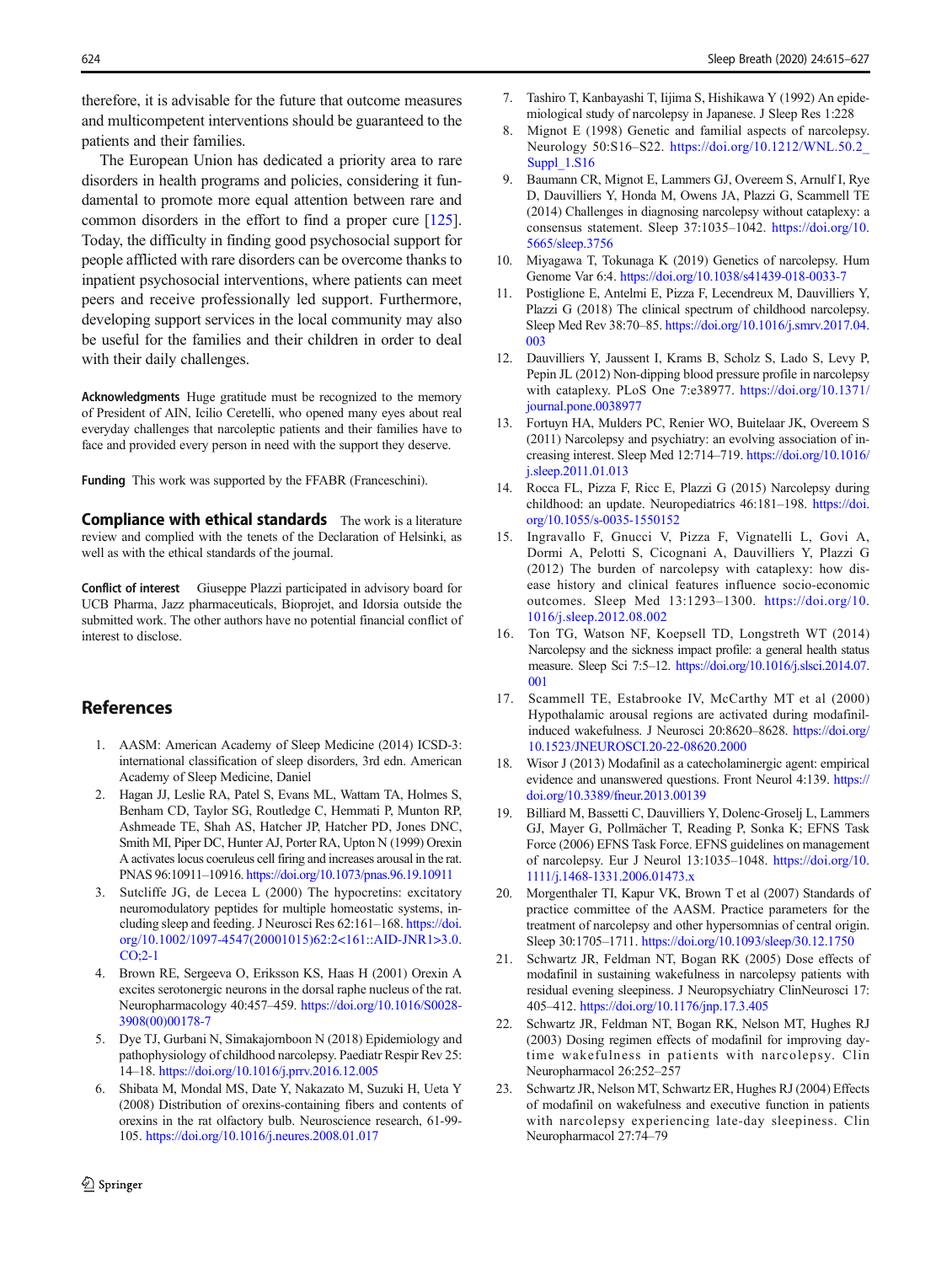therefore, it is advisable for the future that outcome measures and multicompetent interventions should be guaranteed to the patients and their families.

The European Union has dedicated a priority area to rare disorders in health programs and policies, considering it fundamental to promote more equal attention between rare and common disorders in the effort to find a proper cure [125]. Today, the difficulty in finding good psychosocial support for people afflicted with rare disorders can be overcome thanks to inpatient psychosocial interventions, where patients can meet peers and receive professionally led support. Furthermore, developing support services in the local community may also be useful for the families and their children in order to deal with their daily challenges.

**Acknowledgments** Huge gratitude must be recognized to the memory of President of AIN, Icilio Ceretelli, who opened many eyes about real everyday challenges that narcoleptic patients and their families have to face and provided every person in need with the support they deserve.

**Funding** This work was supported by the FFABR (Franceschini).

**Compliance with ethical standards** The work is a literature review and complied with the tenets of the Declaration of Helsinki, as well as with the ethical standards of the journal.

**Conflict of interest** Giuseppe Plazzi participated in advisory board for UCB Pharma, Jazz pharmaceuticals, Bioprojet, and Idorsia outside the submitted work. The other authors have no potential financial conflict of interest to disclose.

## References

1. AASM: American Academy of Sleep Medicine (2014) ICSD-3: international classification of sleep disorders, 3rd edn. American Academy of Sleep Medicine, Daniel
2. Hagan JJ, Leslie RA, Patel S, Evans ML, Wattam TA, Holmes S, Benham CD, Taylor SG, Routledge C, Hemmati P, Munton RP, Ashmeade TE, Shah AS, Hatcher JP, Hatcher PD, Jones DNC, Smith MI, Piper DC, Hunter AJ, Porter RA, Upton N (1999) Orexin A activates locus coeruleus cell firing and increases arousal in the rat. PNAS 96:10911–10916. https://doi.org/10.1073/pnas.96.19.10911
3. Sutcliffe JG, de Lecea L (2000) The hypocretins: excitatory neuromodulatory peptides for multiple homeostatic systems, including sleep and feeding. J Neurosci Res 62:161–168. https://doi.org/10.1002/1097-4547(20001015)62:2<161::AID-JNR1>3.0.CO;2-1
4. Brown RE, Sergeeva O, Eriksson KS, Haas H (2001) Orexin A excites serotonergic neurons in the dorsal raphe nucleus of the rat. Neuropharmacology 40:457–459. https://doi.org/10.1016/S0028-3908(00)00178-7
5. Dye TJ, Gurbani N, Simakajornboon N (2018) Epidemiology and pathophysiology of childhood narcolepsy. Paediatr Respir Rev 25:14–18. https://doi.org/10.1016/j.prrv.2016.12.005
6. Shibata M, Mondal MS, Date Y, Nakazato M, Suzuki H, Ueta Y (2008) Distribution of orexins-containing fibers and contents of orexins in the rat olfactory bulb. Neuroscience research, 61-99-105. https://doi.org/10.1016/j.neures.2008.01.017
7. Tashiro T, Kanbayashi T, Iijima S, Hishikawa Y (1992) An epidemiological study of narcolepsy in Japanese. J Sleep Res 1:228
8. Mignot E (1998) Genetic and familial aspects of narcolepsy. Neurology 50:S16–S22. https://doi.org/10.1212/WNL.50.2_Suppl_1.S16
9. Baumann CR, Mignot E, Lammers GJ, Overeem S, Arnulf I, Rye D, Dauvilliers Y, Honda M, Owens JA, Plazzi G, Scammell TE (2014) Challenges in diagnosing narcolepsy without cataplexy: a consensus statement. Sleep 37:1035–1042. https://doi.org/10.5665/sleep.3756
10. Miyagawa T, Tokunaga K (2019) Genetics of narcolepsy. Hum Genome Var 6:4. https://doi.org/10.1038/s41439-018-0033-7
11. Postiglione E, Antelmi E, Pizza F, Lecendreux M, Dauvilliers Y, Plazzi G (2018) The clinical spectrum of childhood narcolepsy. Sleep Med Rev 38:70–85. https://doi.org/10.1016/j.smrv.2017.04.003
12. Dauvilliers Y, Jaussent I, Krams B, Scholz S, Lado S, Levy P, Pepin JL (2012) Non-dipping blood pressure profile in narcolepsy with cataplexy. PLoS One 7:e38977. https://doi.org/10.1371/journal.pone.0038977
13. Fortuyn HA, Mulders PC, Renier WO, Buitelaar JK, Overeem S (2011) Narcolepsy and psychiatry: an evolving association of increasing interest. Sleep Med 12:714–719. https://doi.org/10.1016/j.sleep.2011.01.013
14. Rocca FL, Pizza F, Ricc E, Plazzi G (2015) Narcolepsy during childhood: an update. Neuropediatrics 46:181–198. https://doi.org/10.1055/s-0035-1550152
15. Ingravallo F, Gnucci V, Pizza F, Vignatelli L, Govi A, Dormi A, Pelotti S, Cicognani A, Dauvilliers Y, Plazzi G (2012) The burden of narcolepsy with cataplexy: how disease history and clinical features influence socio-economic outcomes. Sleep Med 13:1293–1300. https://doi.org/10.1016/j.sleep.2012.08.002
16. Ton TG, Watson NF, Koepsell TD, Longstreth WT (2014) Narcolepsy and the sickness impact profile: a general health status measure. Sleep Sci 7:5–12. https://doi.org/10.1016/j.slsci.2014.07.001
17. Scammell TE, Estabrooke IV, McCarthy MT et al (2000) Hypothalamic arousal regions are activated during modafinil-induced wakefulness. J Neurosci 20:8620–8628. https://doi.org/10.1523/JNEUROSCI.20-22-08620.2000
18. Wisor J (2013) Modafinil as a catecholaminergic agent: empirical evidence and unanswered questions. Front Neurol 4:139. https://doi.org/10.3389/fneur.2013.00139
19. Billiard M, Bassetti C, Dauvilliers Y, Dolenc-Groselj L, Lammers GJ, Mayer G, Pollmächer T, Reading P, Sonka K; EFNS Task Force (2006) EFNS Task Force. EFNS guidelines on management of narcolepsy. Eur J Neurol 13:1035–1048. https://doi.org/10.1111/j.1468-1331.2006.01473.x
20. Morgenthaler TI, Kapur VK, Brown T et al (2007) Standards of practice committee of the AASM. Practice parameters for the treatment of narcolepsy and other hypersomnias of central origin. Sleep 30:1705–1711. https://doi.org/10.1093/sleep/30.12.1750
21. Schwartz JR, Feldman NT, Bogan RK (2005) Dose effects of modafinil in sustaining wakefulness in narcolepsy patients with residual evening sleepiness. J Neuropsychiatry ClinNeurosci 17:405–412. https://doi.org/10.1176/jnp.17.3.405
22. Schwartz JR, Feldman NT, Bogan RK, Nelson MT, Hughes RJ (2003) Dosing regimen effects of modafinil for improving daytime wakefulness in patients with narcolepsy. Clin Neuropharmacol 26:252–257
23. Schwartz JR, Nelson MT, Schwartz ER, Hughes RJ (2004) Effects of modafinil on wakefulness and executive function in patients with narcolepsy experiencing late-day sleepiness. Clin Neuropharmacol 27:74–79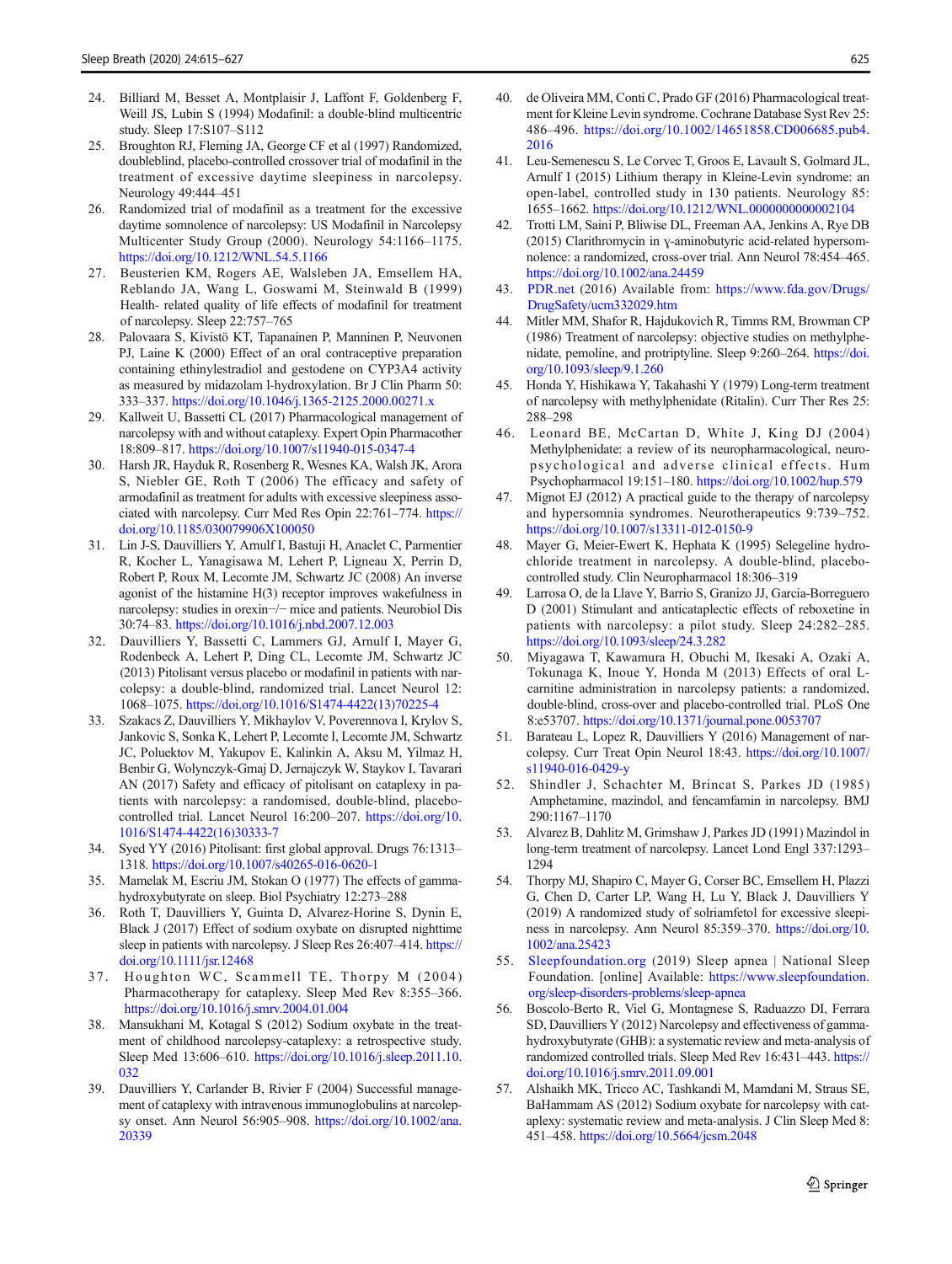24. Billiard M, Besset A, Montplaisir J, Laffont F, Goldenberg F, Weill JS, Lubin S (1994) Modafinil: a double-blind multicentric study. Sleep 17:S107–S112
25. Broughton RJ, Fleming JA, George CF et al (1997) Randomized, doubleblind, placebo-controlled crossover trial of modafinil in the treatment of excessive daytime sleepiness in narcolepsy. Neurology 49:444–451
26. Randomized trial of modafinil as a treatment for the excessive daytime somnolence of narcolepsy: US Modafinil in Narcolepsy Multicenter Study Group (2000). Neurology 54:1166–1175. https://doi.org/10.1212/WNL.54.5.1166
27. Beusterien KM, Rogers AE, Walsleben JA, Emsellem HA, Reblando JA, Wang L, Goswami M, Steinwald B (1999) Health- related quality of life effects of modafinil for treatment of narcolepsy. Sleep 22:757–765
28. Palovaara S, Kivistö KT, Tapanainen P, Manninen P, Neuvonen PJ, Laine K (2000) Effect of an oral contraceptive preparation containing ethinylestradiol and gestodene on CYP3A4 activity as measured by midazolam l-hydroxylation. Br J Clin Pharm 50: 333–337. https://doi.org/10.1046/j.1365-2125.2000.00271.x
29. Kallweit U, Bassetti CL (2017) Pharmacological management of narcolepsy with and without cataplexy. Expert Opin Pharmacother 18:809–817. https://doi.org/10.1007/s11940-015-0347-4
30. Harsh JR, Hayduk R, Rosenberg R, Wesnes KA, Walsh JK, Arora S, Niebler GE, Roth T (2006) The efficacy and safety of armodafinil as treatment for adults with excessive sleepiness associated with narcolepsy. Curr Med Res Opin 22:761–774. https://doi.org/10.1185/030079906X100050
31. Lin J-S, Dauvilliers Y, Arnulf I, Bastuji H, Anaclet C, Parmentier R, Kocher L, Yanagisawa M, Lehert P, Ligneau X, Perrin D, Robert P, Roux M, Lecomte JM, Schwartz JC (2008) An inverse agonist of the histamine H(3) receptor improves wakefulness in narcolepsy: studies in orexin−/− mice and patients. Neurobiol Dis 30:74–83. https://doi.org/10.1016/j.nbd.2007.12.003
32. Dauvilliers Y, Bassetti C, Lammers GJ, Arnulf I, Mayer G, Rodenbeck A, Lehert P, Ding CL, Lecomte JM, Schwartz JC (2013) Pitolisant versus placebo or modafinil in patients with narcolepsy: a double-blind, randomized trial. Lancet Neurol 12: 1068–1075. https://doi.org/10.1016/S1474-4422(13)70225-4
33. Szakacs Z, Dauvilliers Y, Mikhaylov V, Poverennova I, Krylov S, Jankovic S, Sonka K, Lehert P, Lecomte I, Lecomte JM, Schwartz JC, Poluektov M, Yakupov E, Kalinkin A, Aksu M, Yilmaz H, Benbir G, Wolynczyk-Gmaj D, Jernajczyk W, Staykov I, Tavarari AN (2017) Safety and efficacy of pitolisant on cataplexy in patients with narcolepsy: a randomised, double-blind, placebo-controlled trial. Lancet Neurol 16:200–207. https://doi.org/10.1016/S1474-4422(16)30333-7
34. Syed YY (2016) Pitolisant: first global approval. Drugs 76:1313–1318. https://doi.org/10.1007/s40265-016-0620-1
35. Mamelak M, Escriu JM, Stokan O (1977) The effects of gamma-hydroxybutyrate on sleep. Biol Psychiatry 12:273–288
36. Roth T, Dauvilliers Y, Guinta D, Alvarez-Horine S, Dynin E, Black J (2017) Effect of sodium oxybate on disrupted nighttime sleep in patients with narcolepsy. J Sleep Res 26:407–414. https://doi.org/10.1111/jsr.12468
37. Houghton WC, Scammell TE, Thorpy M (2004) Pharmacotherapy for cataplexy. Sleep Med Rev 8:355–366. https://doi.org/10.1016/j.smrv.2004.01.004
38. Mansukhani M, Kotagal S (2012) Sodium oxybate in the treatment of childhood narcolepsy-cataplexy: a retrospective study. Sleep Med 13:606–610. https://doi.org/10.1016/j.sleep.2011.10.032
39. Dauvilliers Y, Carlander B, Rivier F (2004) Successful management of cataplexy with intravenous immunoglobulins at narcolepsy onset. Ann Neurol 56:905–908. https://doi.org/10.1002/ana.20339
40. de Oliveira MM, Conti C, Prado GF (2016) Pharmacological treatment for Kleine Levin syndrome. Cochrane Database Syst Rev 25: 486–496. https://doi.org/10.1002/14651858.CD006685.pub4.2016
41. Leu-Semenescu S, Le Corvec T, Groos E, Lavault S, Golmard JL, Arnulf I (2015) Lithium therapy in Kleine-Levin syndrome: an open-label, controlled study in 130 patients. Neurology 85: 1655–1662. https://doi.org/10.1212/WNL.0000000000002104
42. Trotti LM, Saini P, Bliwise DL, Freeman AA, Jenkins A, Rye DB (2015) Clarithromycin in γ-aminobutyric acid-related hypersomnolence: a randomized, cross-over trial. Ann Neurol 78:454–465. https://doi.org/10.1002/ana.24459
43. PDR.net (2016) Available from: https://www.fda.gov/Drugs/DrugSafety/ucm332029.htm
44. Mitler MM, Shafor R, Hajdukovich R, Timms RM, Browman CP (1986) Treatment of narcolepsy: objective studies on methylphenidate, pemoline, and protriptyline. Sleep 9:260–264. https://doi.org/10.1093/sleep/9.1.260
45. Honda Y, Hishikawa Y, Takahashi Y (1979) Long-term treatment of narcolepsy with methylphenidate (Ritalin). Curr Ther Res 25: 288–298
46. Leonard BE, McCartan D, White J, King DJ (2004) Methylphenidate: a review of its neuropharmacological, neuropsychological and adverse clinical effects. Hum Psychopharmacol 19:151–180. https://doi.org/10.1002/hup.579
47. Mignot EJ (2012) A practical guide to the therapy of narcolepsy and hypersomnia syndromes. Neurotherapeutics 9:739–752. https://doi.org/10.1007/s13311-012-0150-9
48. Mayer G, Meier-Ewert K, Hephata K (1995) Selegeline hydrochloride treatment in narcolepsy. A double-blind, placebo-controlled study. Clin Neuropharmacol 18:306–319
49. Larrosa O, de la Llave Y, Barrio S, Granizo JJ, Garcia-Borreguero D (2001) Stimulant and anticataplectic effects of reboxetine in patients with narcolepsy: a pilot study. Sleep 24:282–285. https://doi.org/10.1093/sleep/24.3.282
50. Miyagawa T, Kawamura H, Obuchi M, Ikesaki A, Ozaki A, Tokunaga K, Inoue Y, Honda M (2013) Effects of oral L-carnitine administration in narcolepsy patients: a randomized, double-blind, cross-over and placebo-controlled trial. PLoS One 8:e53707. https://doi.org/10.1371/journal.pone.0053707
51. Barateau L, Lopez R, Dauvilliers Y (2016) Management of narcolepsy. Curr Treat Opin Neurol 18:43. https://doi.org/10.1007/s11940-016-0429-y
52. Shindler J, Schachter M, Brincat S, Parkes JD (1985) Amphetamine, mazindol, and fencamfamin in narcolepsy. BMJ 290:1167–1170
53. Alvarez B, Dahlitz M, Grimshaw J, Parkes JD (1991) Mazindol in long-term treatment of narcolepsy. Lancet Lond Engl 337:1293–1294
54. Thorpy MJ, Shapiro C, Mayer G, Corser BC, Emsellem H, Plazzi G, Chen D, Carter LP, Wang H, Lu Y, Black J, Dauvilliers Y (2019) A randomized study of solriamfetol for excessive sleepiness in narcolepsy. Ann Neurol 85:359–370. https://doi.org/10.1002/ana.25423
55. Sleepfoundation.org (2019) Sleep apnea | National Sleep Foundation. [online] Available: https://www.sleepfoundation.org/sleep-disorders-problems/sleep-apnea
56. Boscolo-Berto R, Viel G, Montagnese S, Raduazzo DI, Ferrara SD, Dauvilliers Y (2012) Narcolepsy and effectiveness of gamma-hydroxybutyrate (GHB): a systematic review and meta-analysis of randomized controlled trials. Sleep Med Rev 16:431–443. https://doi.org/10.1016/j.smrv.2011.09.001
57. Alshaikh MK, Tricco AC, Tashkandi M, Mamdani M, Straus SE, BaHammam AS (2012) Sodium oxybate for narcolepsy with cataplexy: systematic review and meta-analysis. J Clin Sleep Med 8: 451–458. https://doi.org/10.5664/jcsm.2048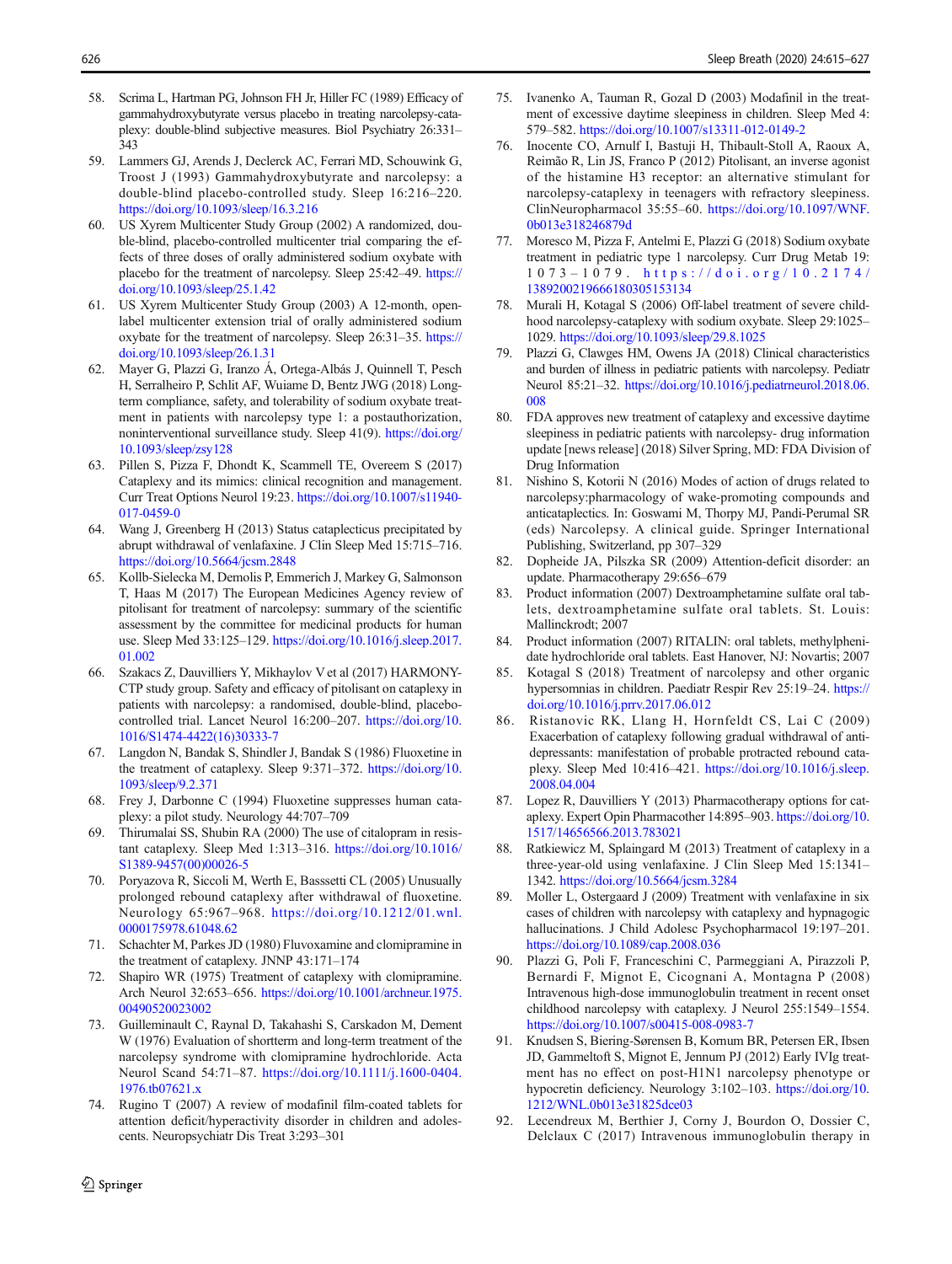58. Scrima L, Hartman PG, Johnson FH Jr, Hiller FC (1989) Efficacy of gammahydroxybutyrate versus placebo in treating narcolepsy-cataplexy: double-blind subjective measures. Biol Psychiatry 26:331–343
59. Lammers GJ, Arends J, Declerck AC, Ferrari MD, Schouwink G, Troost J (1993) Gammahydroxybutyrate and narcolepsy: a double-blind placebo-controlled study. Sleep 16:216–220. https://doi.org/10.1093/sleep/16.3.216
60. US Xyrem Multicenter Study Group (2002) A randomized, double-blind, placebo-controlled multicenter trial comparing the effects of three doses of orally administered sodium oxybate with placebo for the treatment of narcolepsy. Sleep 25:42–49. https://doi.org/10.1093/sleep/25.1.42
61. US Xyrem Multicenter Study Group (2003) A 12-month, open-label multicenter extension trial of orally administered sodium oxybate for the treatment of narcolepsy. Sleep 26:31–35. https://doi.org/10.1093/sleep/26.1.31
62. Mayer G, Plazzi G, Iranzo Á, Ortega-Albás J, Quinnell T, Pesch H, Serralheiro P, Schlit AF, Wuiame D, Bentz JWG (2018) Long-term compliance, safety, and tolerability of sodium oxybate treatment in patients with narcolepsy type 1: a postauthorization, noninterventional surveillance study. Sleep 41(9). https://doi.org/10.1093/sleep/zsy128
63. Pillen S, Pizza F, Dhondt K, Scammell TE, Overeem S (2017) Cataplexy and its mimics: clinical recognition and management. Curr Treat Options Neurol 19:23. https://doi.org/10.1007/s11940-017-0459-0
64. Wang J, Greenberg H (2013) Status cataplecticus precipitated by abrupt withdrawal of venlafaxine. J Clin Sleep Med 15:715–716. https://doi.org/10.5664/jcsm.2848
65. Kollb-Sielecka M, Demolis P, Emmerich J, Markey G, Salmonson T, Haas M (2017) The European Medicines Agency review of pitolisant for treatment of narcolepsy: summary of the scientific assessment by the committee for medicinal products for human use. Sleep Med 33:125–129. https://doi.org/10.1016/j.sleep.2017.01.002
66. Szakacs Z, Dauvilliers Y, Mikhaylov V et al (2017) HARMONY-CTP study group. Safety and efficacy of pitolisant on cataplexy in patients with narcolepsy: a randomised, double-blind, placebo-controlled trial. Lancet Neurol 16:200–207. https://doi.org/10.1016/S1474-4422(16)30333-7
67. Langdon N, Bandak S, Shindler J, Bandak S (1986) Fluoxetine in the treatment of cataplexy. Sleep 9:371–372. https://doi.org/10.1093/sleep/9.2.371
68. Frey J, Darbonne C (1994) Fluoxetine suppresses human cataplexy: a pilot study. Neurology 44:707–709
69. Thirumalai SS, Shubin RA (2000) The use of citalopram in resistant cataplexy. Sleep Med 1:313–316. https://doi.org/10.1016/S1389-9457(00)00026-5
70. Poryazova R, Siccoli M, Werth E, Basssetti CL (2005) Unusually prolonged rebound cataplexy after withdrawal of fluoxetine. Neurology 65:967–968. https://doi.org/10.1212/01.wnl.0000175978.61048.62
71. Schachter M, Parkes JD (1980) Fluvoxamine and clomipramine in the treatment of cataplexy. JNNP 43:171–174
72. Shapiro WR (1975) Treatment of cataplexy with clomipramine. Arch Neurol 32:653–656. https://doi.org/10.1001/archneur.1975.00490520023002
73. Guilleminault C, Raynal D, Takahashi S, Carskadon M, Dement W (1976) Evaluation of shortterm and long-term treatment of the narcolepsy syndrome with clomipramine hydrochloride. Acta Neurol Scand 54:71–87. https://doi.org/10.1111/j.1600-0404.1976.tb07621.x
74. Rugino T (2007) A review of modafinil film-coated tablets for attention deficit/hyperactivity disorder in children and adolescents. Neuropsychiatr Dis Treat 3:293–301
75. Ivanenko A, Tauman R, Gozal D (2003) Modafinil in the treatment of excessive daytime sleepiness in children. Sleep Med 4: 579–582. https://doi.org/10.1007/s13311-012-0149-2
76. Inocente CO, Arnulf I, Bastuji H, Thibault-Stoll A, Raoux A, Reimão R, Lin JS, Franco P (2012) Pitolisant, an inverse agonist of the histamine H3 receptor: an alternative stimulant for narcolepsy-cataplexy in teenagers with refractory sleepiness. ClinNeuropharmacol 35:55–60. https://doi.org/10.1097/WNF.0b013e318246879d
77. Moresco M, Pizza F, Antelmi E, Plazzi G (2018) Sodium oxybate treatment in pediatric type 1 narcolepsy. Curr Drug Metab 19: 1073–1079. https://doi.org/10.2174/1389200219666180305153134
78. Murali H, Kotagal S (2006) Off-label treatment of severe childhood narcolepsy-cataplexy with sodium oxybate. Sleep 29:1025–1029. https://doi.org/10.1093/sleep/29.8.1025
79. Plazzi G, Clawges HM, Owens JA (2018) Clinical characteristics and burden of illness in pediatric patients with narcolepsy. Pediatr Neurol 85:21–32. https://doi.org/10.1016/j.pediatrneurol.2018.06.008
80. FDA approves new treatment of cataplexy and excessive daytime sleepiness in pediatric patients with narcolepsy- drug information update [news release] (2018) Silver Spring, MD: FDA Division of Drug Information
81. Nishino S, Kotorii N (2016) Modes of action of drugs related to narcolepsy:pharmacology of wake-promoting compounds and anticataplectics. In: Goswami M, Thorpy MJ, Pandi-Perumal SR (eds) Narcolepsy. A clinical guide. Springer International Publishing, Switzerland, pp 307–329
82. Dopheide JA, Pilszka SR (2009) Attention-deficit disorder: an update. Pharmacotherapy 29:656–679
83. Product information (2007) Dextroamphetamine sulfate oral tablets, dextroamphetamine sulfate oral tablets. St. Louis: Mallinckrodt; 2007
84. Product information (2007) RITALIN: oral tablets, methylphenidate hydrochloride oral tablets. East Hanover, NJ: Novartis; 2007
85. Kotagal S (2018) Treatment of narcolepsy and other organic hypersomnias in children. Paediatr Respir Rev 25:19–24. https://doi.org/10.1016/j.prrv.2017.06.012
86. Ristanovic RK, Llang H, Hornfeldt CS, Lai C (2009) Exacerbation of cataplexy following gradual withdrawal of antidepressants: manifestation of probable protracted rebound cataplexy. Sleep Med 10:416–421. https://doi.org/10.1016/j.sleep.2008.04.004
87. Lopez R, Dauvilliers Y (2013) Pharmacotherapy options for cataplexy. Expert Opin Pharmacother 14:895–903. https://doi.org/10.1517/14656566.2013.783021
88. Ratkiewicz M, Splaingard M (2013) Treatment of cataplexy in a three-year-old using venlafaxine. J Clin Sleep Med 15:1341–1342. https://doi.org/10.5664/jcsm.3284
89. Moller L, Ostergaard J (2009) Treatment with venlafaxine in six cases of children with narcolepsy with cataplexy and hypnagogic hallucinations. J Child Adolesc Psychopharmacol 19:197–201. https://doi.org/10.1089/cap.2008.036
90. Plazzi G, Poli F, Franceschini C, Parmeggiani A, Pirazzoli P, Bernardi F, Mignot E, Cicognani A, Montagna P (2008) Intravenous high-dose immunoglobulin treatment in recent onset childhood narcolepsy with cataplexy. J Neurol 255:1549–1554. https://doi.org/10.1007/s00415-008-0983-7
91. Knudsen S, Biering-Sørensen B, Kornum BR, Petersen ER, Ibsen JD, Gammeltoft S, Mignot E, Jennum PJ (2012) Early IVIg treatment has no effect on post-H1N1 narcolepsy phenotype or hypocretin deficiency. Neurology 3:102–103. https://doi.org/10.1212/WNL.0b013e31825dce03
92. Lecendreux M, Berthier J, Corny J, Bourdon O, Dossier C, Delclaux C (2017) Intravenous immunoglobulin therapy in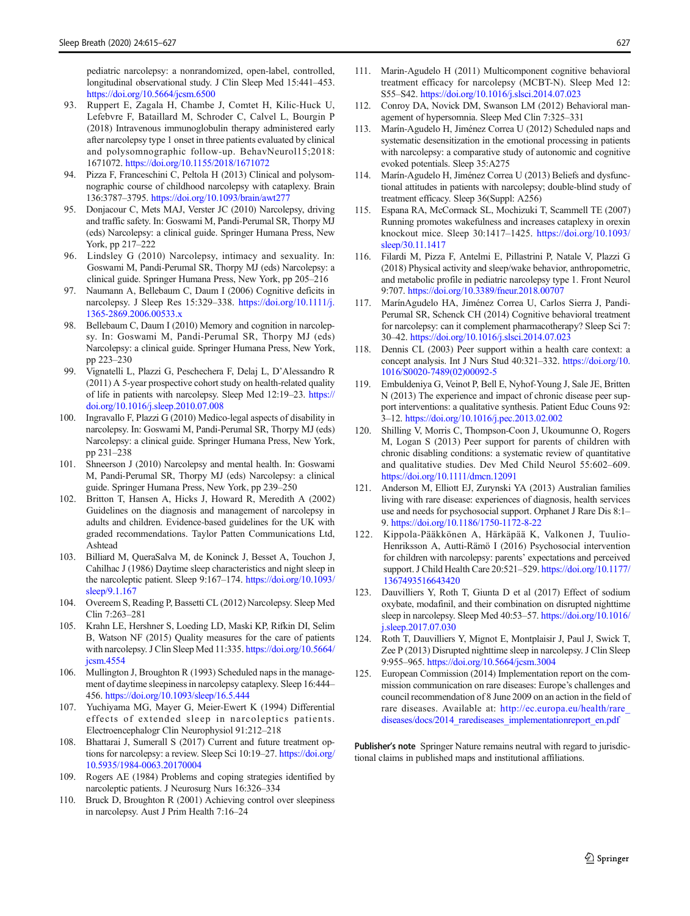pediatric narcolepsy: a nonrandomized, open-label, controlled, longitudinal observational study. J Clin Sleep Med 15:441–453. https://doi.org/10.5664/jcsm.6500

93. Ruppert E, Zagala H, Chambe J, Comtet H, Kilic-Huck U, Lefebvre F, Bataillard M, Schroder C, Calvel L, Bourgin P (2018) Intravenous immunoglobulin therapy administered early after narcolepsy type 1 onset in three patients evaluated by clinical and polysomnographic follow-up. BehavNeurol15;2018: 1671072. https://doi.org/10.1155/2018/1671072
94. Pizza F, Franceschini C, Peltola H (2013) Clinical and polysomnographic course of childhood narcolepsy with cataplexy. Brain 136:3787–3795. https://doi.org/10.1093/brain/awt277
95. Donjacour C, Mets MAJ, Verster JC (2010) Narcolepsy, driving and traffic safety. In: Goswami M, Pandi-Perumal SR, Thorpy MJ (eds) Narcolepsy: a clinical guide. Springer Humana Press, New York, pp 217–222
96. Lindsley G (2010) Narcolepsy, intimacy and sexuality. In: Goswami M, Pandi-Perumal SR, Thorpy MJ (eds) Narcolepsy: a clinical guide. Springer Humana Press, New York, pp 205–216
97. Naumann A, Bellebaum C, Daum I (2006) Cognitive deficits in narcolepsy. J Sleep Res 15:329–338. https://doi.org/10.1111/j.1365-2869.2006.00533.x
98. Bellebaum C, Daum I (2010) Memory and cognition in narcolepsy. In: Goswami M, Pandi-Perumal SR, Thorpy MJ (eds) Narcolepsy: a clinical guide. Springer Humana Press, New York, pp 223–230
99. Vignatelli L, Plazzi G, Peschechera F, Delaj L, D'Alessandro R (2011) A 5-year prospective cohort study on health-related quality of life in patients with narcolepsy. Sleep Med 12:19–23. https://doi.org/10.1016/j.sleep.2010.07.008
100. Ingravallo F, Plazzi G (2010) Medico-legal aspects of disability in narcolepsy. In: Goswami M, Pandi-Perumal SR, Thorpy MJ (eds) Narcolepsy: a clinical guide. Springer Humana Press, New York, pp 231–238
101. Shneerson J (2010) Narcolepsy and mental health. In: Goswami M, Pandi-Perumal SR, Thorpy MJ (eds) Narcolepsy: a clinical guide. Springer Humana Press, New York, pp 239–250
102. Britton T, Hansen A, Hicks J, Howard R, Meredith A (2002) Guidelines on the diagnosis and management of narcolepsy in adults and children. Evidence-based guidelines for the UK with graded recommendations. Taylor Patten Communications Ltd, Ashtead
103. Billiard M, QueraSalva M, de Koninck J, Besset A, Touchon J, Cahilhac J (1986) Daytime sleep characteristics and night sleep in the narcoleptic patient. Sleep 9:167–174. https://doi.org/10.1093/sleep/9.1.167
104. Overeem S, Reading P, Bassetti CL (2012) Narcolepsy. Sleep Med Clin 7:263–281
105. Krahn LE, Hershner S, Loeding LD, Maski KP, Rifkin DI, Selim B, Watson NF (2015) Quality measures for the care of patients with narcolepsy. J Clin Sleep Med 11:335. https://doi.org/10.5664/jcsm.4554
106. Mullington J, Broughton R (1993) Scheduled naps in the management of daytime sleepiness in narcolepsy cataplexy. Sleep 16:444–456. https://doi.org/10.1093/sleep/16.5.444
107. Yuchiyama MG, Mayer G, Meier-Ewert K (1994) Differential effects of extended sleep in narcoleptics patients. Electroencephalogr Clin Neurophysiol 91:212–218
108. Bhattarai J, Sumerall S (2017) Current and future treatment options for narcolepsy: a review. Sleep Sci 10:19–27. https://doi.org/10.5935/1984-0063.20170004
109. Rogers AE (1984) Problems and coping strategies identified by narcoleptic patients. J Neurosurg Nurs 16:326–334
110. Bruck D, Broughton R (2001) Achieving control over sleepiness in narcolepsy. Aust J Prim Health 7:16–24
111. Marin-Agudelo H (2011) Multicomponent cognitive behavioral treatment efficacy for narcolepsy (MCBT-N). Sleep Med 12: S55–S42. https://doi.org/10.1016/j.slsci.2014.07.023
112. Conroy DA, Novick DM, Swanson LM (2012) Behavioral management of hypersomnia. Sleep Med Clin 7:325–331
113. Marín-Agudelo H, Jiménez Correa U (2012) Scheduled naps and systematic desensitization in the emotional processing in patients with narcolepsy: a comparative study of autonomic and cognitive evoked potentials. Sleep 35:A275
114. Marín-Agudelo H, Jiménez Correa U (2013) Beliefs and dysfunctional attitudes in patients with narcolepsy; double-blind study of treatment efficacy. Sleep 36(Suppl: A256)
115. Espana RA, McCormack SL, Mochizuki T, Scammell TE (2007) Running promotes wakefulness and increases cataplexy in orexin knockout mice. Sleep 30:1417–1425. https://doi.org/10.1093/sleep/30.11.1417
116. Filardi M, Pizza F, Antelmi E, Pillastrini P, Natale V, Plazzi G (2018) Physical activity and sleep/wake behavior, anthropometric, and metabolic profile in pediatric narcolepsy type 1. Front Neurol 9:707. https://doi.org/10.3389/fneur.2018.00707
117. MarínAgudelo HA, Jiménez Correa U, Carlos Sierra J, Pandi-Perumal SR, Schenck CH (2014) Cognitive behavioral treatment for narcolepsy: can it complement pharmacotherapy? Sleep Sci 7: 30–42. https://doi.org/10.1016/j.slsci.2014.07.023
118. Dennis CL (2003) Peer support within a health care context: a concept analysis. Int J Nurs Stud 40:321–332. https://doi.org/10.1016/S0020-7489(02)00092-5
119. Embuldeniya G, Veinot P, Bell E, Nyhof-Young J, Sale JE, Britten N (2013) The experience and impact of chronic disease peer support interventions: a qualitative synthesis. Patient Educ Couns 92: 3–12. https://doi.org/10.1016/j.pec.2013.02.002
120. Shilling V, Morris C, Thompson-Coon J, Ukoumunne O, Rogers M, Logan S (2013) Peer support for parents of children with chronic disabling conditions: a systematic review of quantitative and qualitative studies. Dev Med Child Neurol 55:602–609. https://doi.org/10.1111/dmcn.12091
121. Anderson M, Elliott EJ, Zurynski YA (2013) Australian families living with rare disease: experiences of diagnosis, health services use and needs for psychosocial support. Orphanet J Rare Dis 8:1–9. https://doi.org/10.1186/1750-1172-8-22
122. Kippola-Pääkkönen A, Härkäpää K, Valkonen J, Tuulio-Henriksson A, Autti-Rämö I (2016) Psychosocial intervention for children with narcolepsy: parents' expectations and perceived support. J Child Health Care 20:521–529. https://doi.org/10.1177/1367493516643420
123. Dauvilliers Y, Roth T, Giunta D et al (2017) Effect of sodium oxybate, modafinil, and their combination on disrupted nighttime sleep in narcolepsy. Sleep Med 40:53–57. https://doi.org/10.1016/j.sleep.2017.07.030
124. Roth T, Dauvilliers Y, Mignot E, Montplaisir J, Paul J, Swick T, Zee P (2013) Disrupted nighttime sleep in narcolepsy. J Clin Sleep 9:955–965. https://doi.org/10.5664/jcsm.3004
125. European Commission (2014) Implementation report on the commission communication on rare diseases: Europe's challenges and council recommendation of 8 June 2009 on an action in the field of rare diseases. Available at: http://ec.europa.eu/health/rare_diseases/docs/2014_rarediseases_implementationreport_en.pdf

**Publisher's note** Springer Nature remains neutral with regard to jurisdictional claims in published maps and institutional affiliations.